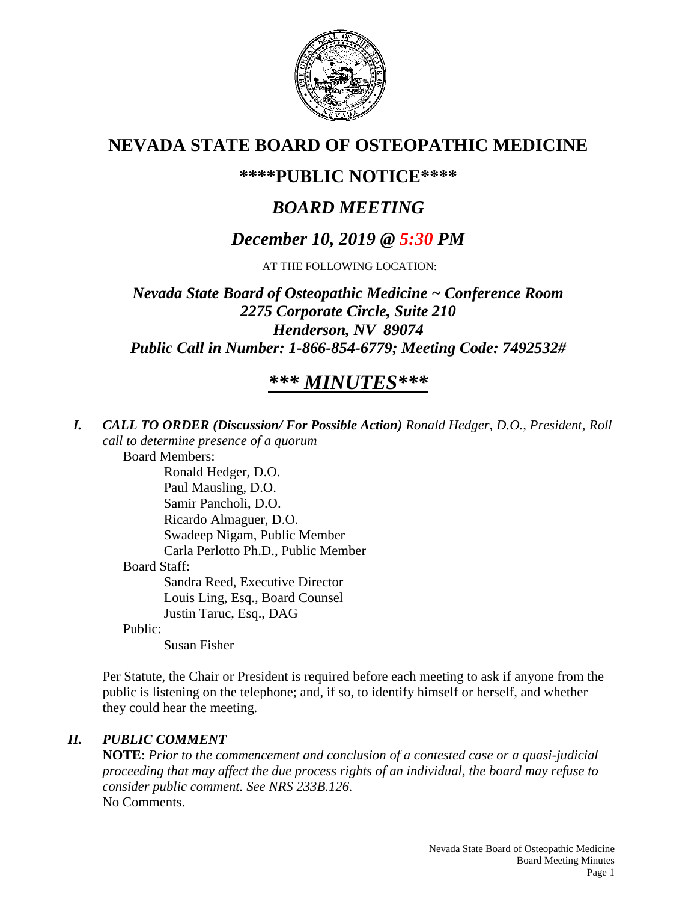# NEVADA STATE BOARD OF OSTEOPATHIC MEDICINE

## \*\*\*\*PUBLIC NOTICE\*\*\*\*

## *BOARD MEETING*

## *December 10, 2019 @ 5:30 PM*

AT THE FOLLOWING LOCATION:

***Nevada State Board of Osteopathic Medicine ~ Conference Room***
***2275 Corporate Circle, Suite 210***
***Henderson, NV 89074***
***Public Call in Number: 1-866-854-6779; Meeting Code: 7492532#***

## ***\*\*\* MINUTES\*\*\****

***I. CALL TO ORDER (Discussion/ For Possible Action)*** *Ronald Hedger, D.O., President, Roll call to determine presence of a quorum*

Board Members:

- Ronald Hedger, D.O.
- Paul Mausling, D.O.
- Samir Pancholi, D.O.
- Ricardo Almaguer, D.O.
- Swadeep Nigam, Public Member
- Carla Perlotto Ph.D., Public Member

Board Staff:

- Sandra Reed, Executive Director
- Louis Ling, Esq., Board Counsel
- Justin Taruc, Esq., DAG

Public:

- Susan Fisher

Per Statute, the Chair or President is required before each meeting to ask if anyone from the public is listening on the telephone; and, if so, to identify himself or herself, and whether they could hear the meeting.

***II. PUBLIC COMMENT***

**NOTE**: *Prior to the commencement and conclusion of a contested case or a quasi-judicial proceeding that may affect the due process rights of an individual, the board may refuse to consider public comment. See NRS 233B.126.*

No Comments.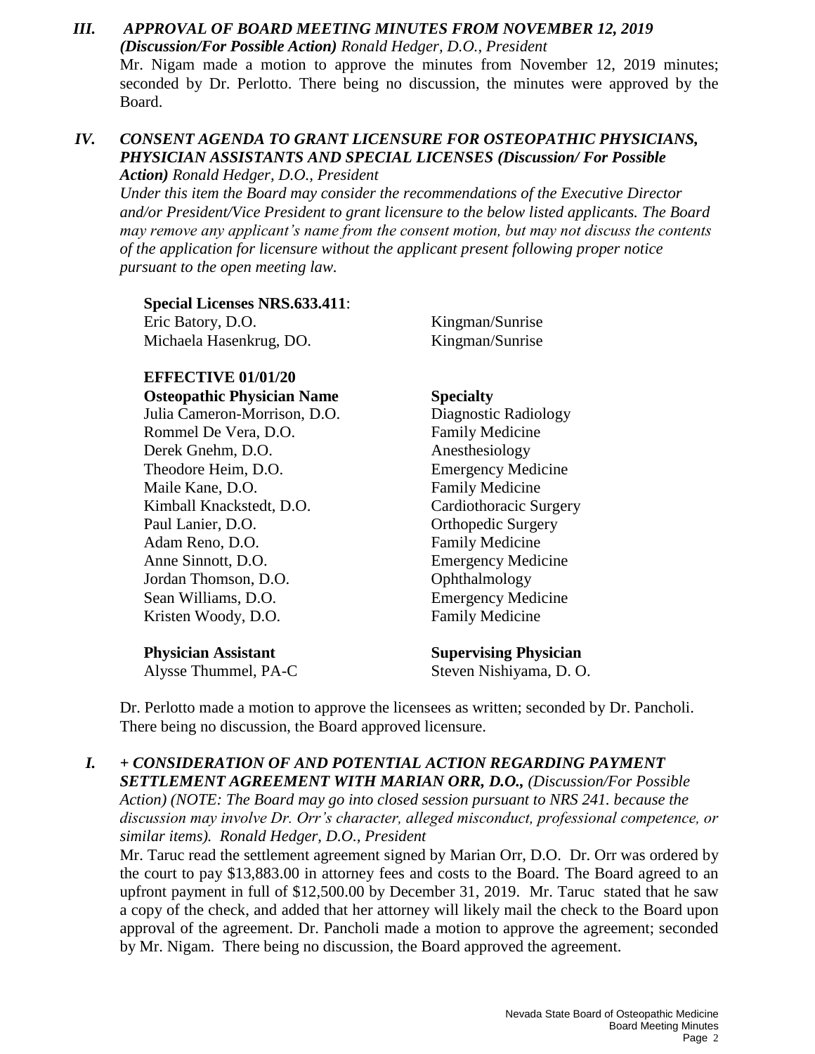## *III. APPROVAL OF BOARD MEETING MINUTES FROM NOVEMBER 12, 2019*

***(Discussion/For Possible Action)*** *Ronald Hedger, D.O., President*

Mr. Nigam made a motion to approve the minutes from November 12, 2019 minutes; seconded by Dr. Perlotto. There being no discussion, the minutes were approved by the Board.

## *IV. CONSENT AGENDA TO GRANT LICENSURE FOR OSTEOPATHIC PHYSICIANS, PHYSICIAN ASSISTANTS AND SPECIAL LICENSES (Discussion/ For Possible Action)* *Ronald Hedger, D.O., President*

*Under this item the Board may consider the recommendations of the Executive Director and/or President/Vice President to grant licensure to the below listed applicants. The Board may remove any applicant's name from the consent motion, but may not discuss the contents of the application for licensure without the applicant present following proper notice pursuant to the open meeting law.*

**Special Licenses NRS.633.411**:

| | |
|---|---|
| Eric Batory, D.O. | Kingman/Sunrise |
| Michaela Hasenkrug, DO. | Kingman/Sunrise |

**EFFECTIVE 01/01/20**

| **Osteopathic Physician Name** | **Specialty** |
|---|---|
| Julia Cameron-Morrison, D.O. | Diagnostic Radiology |
| Rommel De Vera, D.O. | Family Medicine |
| Derek Gnehm, D.O. | Anesthesiology |
| Theodore Heim, D.O. | Emergency Medicine |
| Maile Kane, D.O. | Family Medicine |
| Kimball Knackstedt, D.O. | Cardiothoracic Surgery |
| Paul Lanier, D.O. | Orthopedic Surgery |
| Adam Reno, D.O. | Family Medicine |
| Anne Sinnott, D.O. | Emergency Medicine |
| Jordan Thomson, D.O. | Ophthalmology |
| Sean Williams, D.O. | Emergency Medicine |
| Kristen Woody, D.O. | Family Medicine |

| **Physician Assistant** | **Supervising Physician** |
|---|---|
| Alysse Thummel, PA-C | Steven Nishiyama, D. O. |

Dr. Perlotto made a motion to approve the licensees as written; seconded by Dr. Pancholi. There being no discussion, the Board approved licensure.

## *I. + CONSIDERATION OF AND POTENTIAL ACTION REGARDING PAYMENT SETTLEMENT AGREEMENT WITH MARIAN ORR, D.O., (Discussion/For Possible Action) (NOTE: The Board may go into closed session pursuant to NRS 241. because the discussion may involve Dr. Orr's character, alleged misconduct, professional competence, or similar items). Ronald Hedger, D.O., President*

Mr. Taruc read the settlement agreement signed by Marian Orr, D.O. Dr. Orr was ordered by the court to pay $13,883.00 in attorney fees and costs to the Board. The Board agreed to an upfront payment in full of $12,500.00 by December 31, 2019. Mr. Taruc stated that he saw a copy of the check, and added that her attorney will likely mail the check to the Board upon approval of the agreement. Dr. Pancholi made a motion to approve the agreement; seconded by Mr. Nigam. There being no discussion, the Board approved the agreement.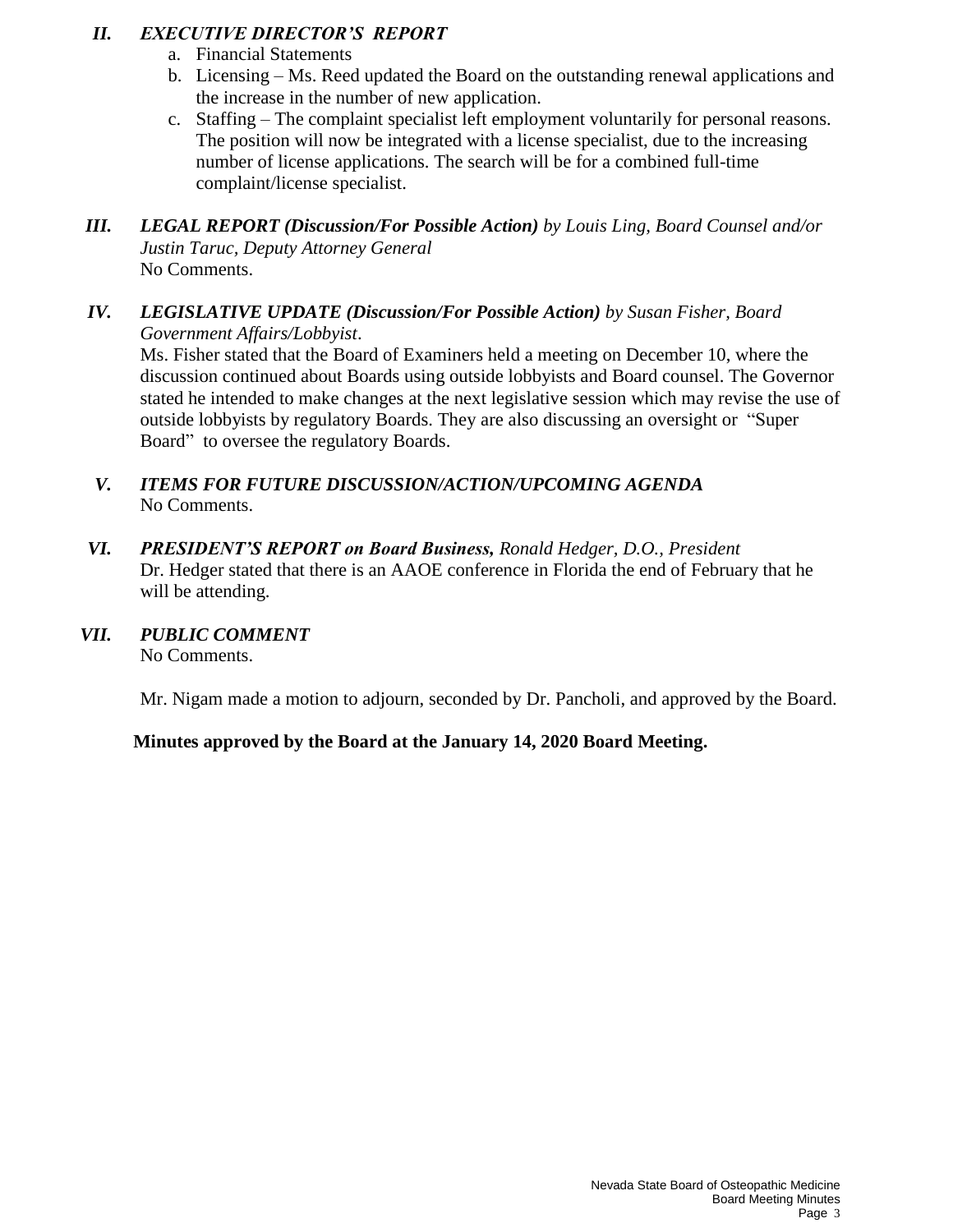## *II. EXECUTIVE DIRECTOR'S REPORT*

a. Financial Statements
b. Licensing – Ms. Reed updated the Board on the outstanding renewal applications and the increase in the number of new application.
c. Staffing – The complaint specialist left employment voluntarily for personal reasons. The position will now be integrated with a license specialist, due to the increasing number of license applications. The search will be for a combined full-time complaint/license specialist.

## *III. LEGAL REPORT (Discussion/For Possible Action) by Louis Ling, Board Counsel and/or Justin Taruc, Deputy Attorney General*

No Comments.

## *IV. LEGISLATIVE UPDATE (Discussion/For Possible Action) by Susan Fisher, Board Government Affairs/Lobbyist*.

Ms. Fisher stated that the Board of Examiners held a meeting on December 10, where the discussion continued about Boards using outside lobbyists and Board counsel. The Governor stated he intended to make changes at the next legislative session which may revise the use of outside lobbyists by regulatory Boards. They are also discussing an oversight or "Super Board" to oversee the regulatory Boards.

## *V. ITEMS FOR FUTURE DISCUSSION/ACTION/UPCOMING AGENDA*

No Comments.

## *VI. PRESIDENT'S REPORT on Board Business, Ronald Hedger, D.O., President*

Dr. Hedger stated that there is an AAOE conference in Florida the end of February that he will be attending.

## *VII. PUBLIC COMMENT*

No Comments.

Mr. Nigam made a motion to adjourn, seconded by Dr. Pancholi, and approved by the Board.

**Minutes approved by the Board at the January 14, 2020 Board Meeting.**